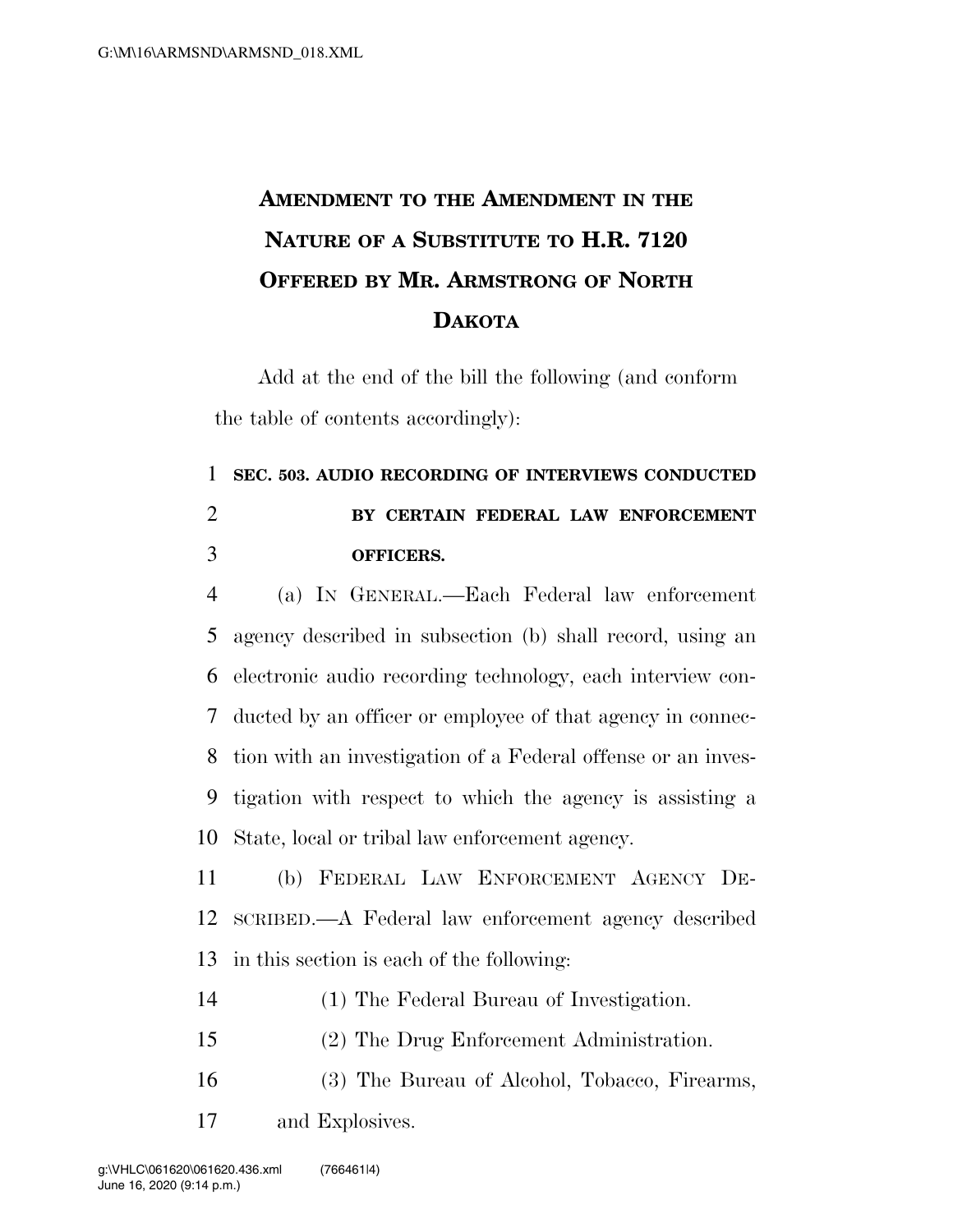# AMENDMENT TO THE AMENDMENT IN THE NATURE OF A SUBSTITUTE TO H.R. 7120 OFFERED BY MR. ARMSTRONG OF NORTH DAKOTA

Add at the end of the bill the following (and conform the table of contents accordingly):

**SEC. 503. AUDIO RECORDING OF INTERVIEWS CONDUCTED BY CERTAIN FEDERAL LAW ENFORCEMENT OFFICERS.**

(a) IN GENERAL.—Each Federal law enforcement agency described in subsection (b) shall record, using an electronic audio recording technology, each interview conducted by an officer or employee of that agency in connection with an investigation of a Federal offense or an investigation with respect to which the agency is assisting a State, local or tribal law enforcement agency.

(b) FEDERAL LAW ENFORCEMENT AGENCY DESCRIBED.—A Federal law enforcement agency described in this section is each of the following:

(1) The Federal Bureau of Investigation.

(2) The Drug Enforcement Administration.

(3) The Bureau of Alcohol, Tobacco, Firearms, and Explosives.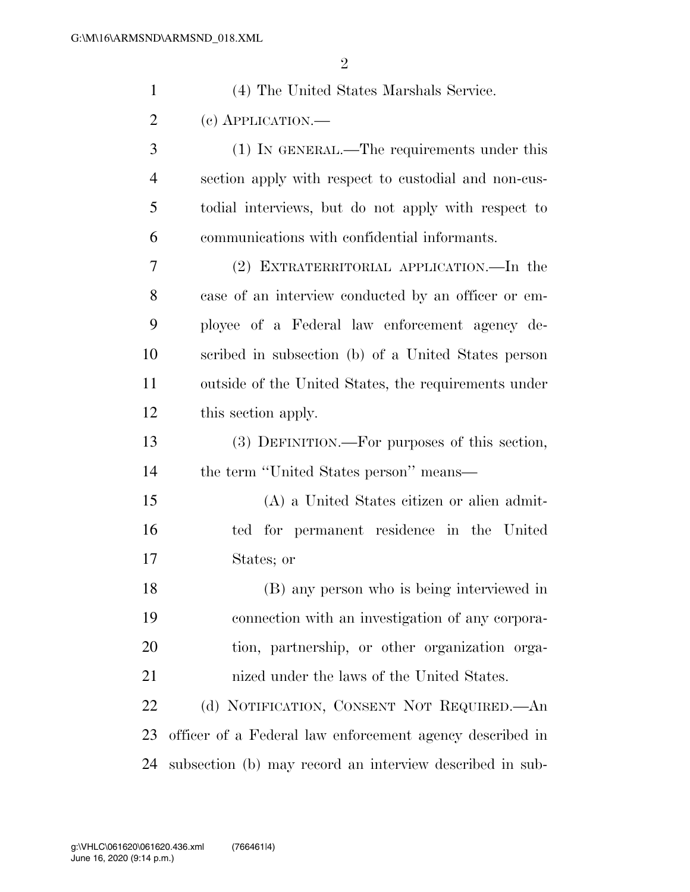(4) The United States Marshals Service.

(c) APPLICATION.—

(1) IN GENERAL.—The requirements under this section apply with respect to custodial and non-custodial interviews, but do not apply with respect to communications with confidential informants.

(2) EXTRATERRITORIAL APPLICATION.—In the case of an interview conducted by an officer or employee of a Federal law enforcement agency described in subsection (b) of a United States person outside of the United States, the requirements under this section apply.

(3) DEFINITION.—For purposes of this section, the term ''United States person'' means—

(A) a United States citizen or alien admitted for permanent residence in the United States; or

(B) any person who is being interviewed in connection with an investigation of any corporation, partnership, or other organization organized under the laws of the United States.

(d) NOTIFICATION, CONSENT NOT REQUIRED.—An officer of a Federal law enforcement agency described in subsection (b) may record an interview described in sub-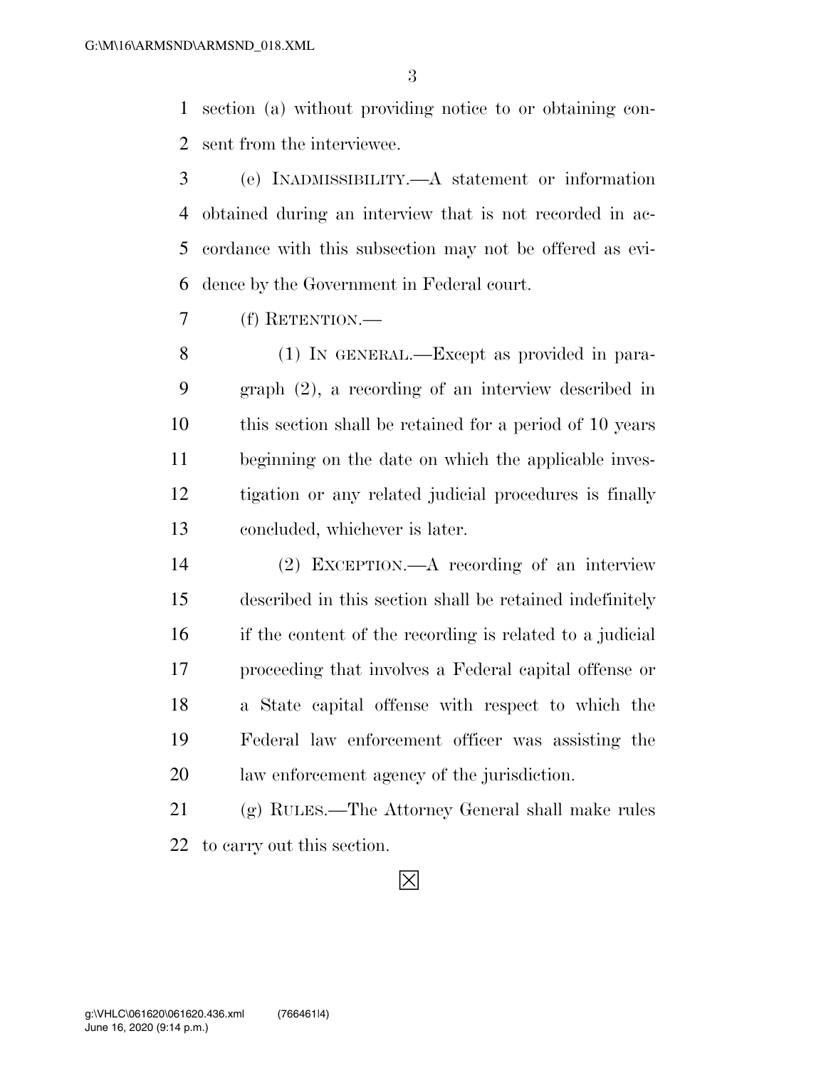section (a) without providing notice to or obtaining consent from the interviewee.

(e) INADMISSIBILITY.—A statement or information obtained during an interview that is not recorded in accordance with this subsection may not be offered as evidence by the Government in Federal court.

(f) RETENTION.—

(1) IN GENERAL.—Except as provided in paragraph (2), a recording of an interview described in this section shall be retained for a period of 10 years beginning on the date on which the applicable investigation or any related judicial procedures is finally concluded, whichever is later.

(2) EXCEPTION.—A recording of an interview described in this section shall be retained indefinitely if the content of the recording is related to a judicial proceeding that involves a Federal capital offense or a State capital offense with respect to which the Federal law enforcement officer was assisting the law enforcement agency of the jurisdiction.

(g) RULES.—The Attorney General shall make rules to carry out this section.

☒